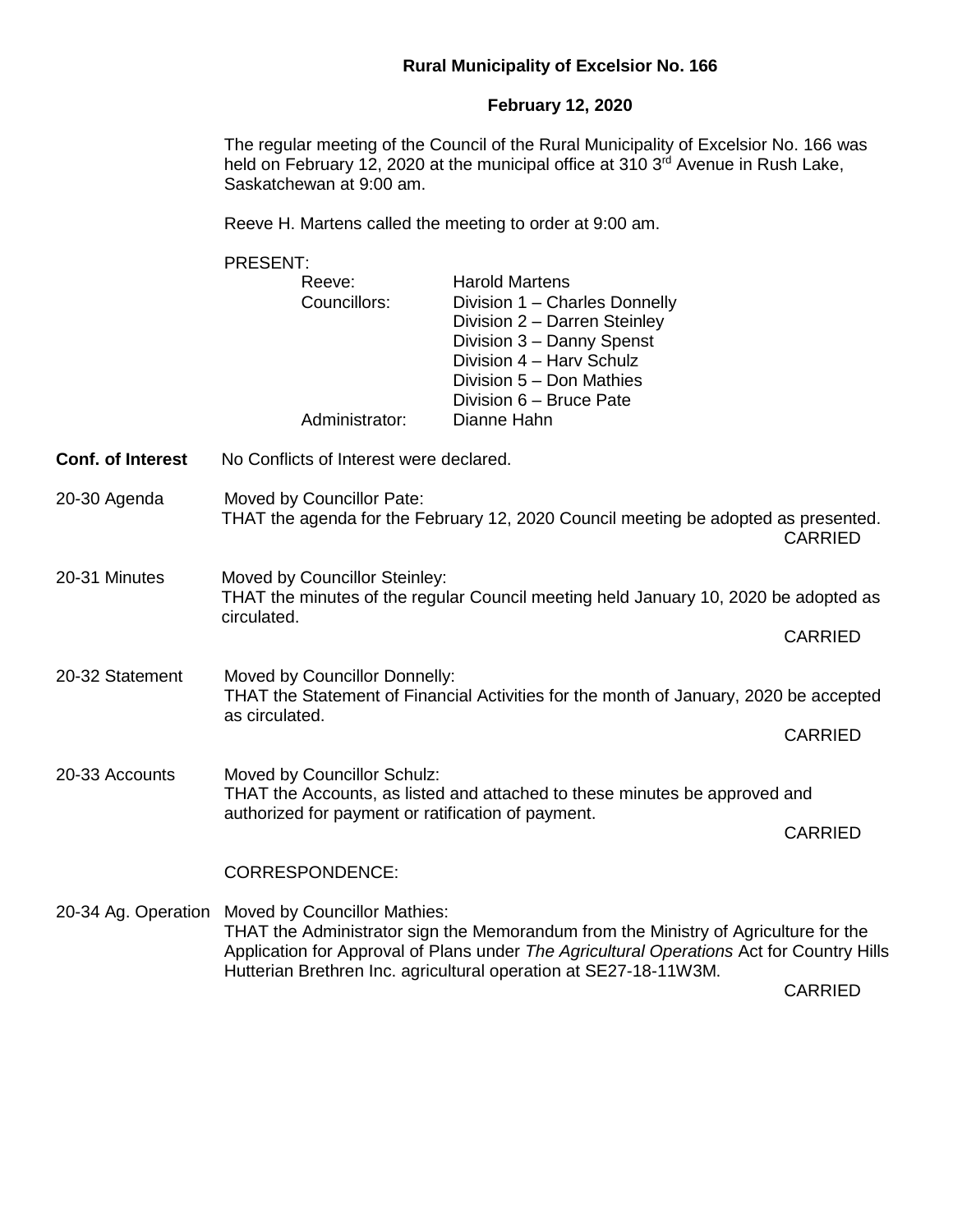**Rural Municipality of Excelsior No. 166**

**February 12, 2020**

The regular meeting of the Council of the Rural Municipality of Excelsior No. 166 was held on February 12, 2020 at the municipal office at 310 3rd Avenue in Rush Lake, Saskatchewan at 9:00 am.

Reeve H. Martens called the meeting to order at 9:00 am.

PRESENT:

| | |
|---|---|
| Reeve: | Harold Martens |
| Councillors: | Division 1 – Charles Donnelly |
| | Division 2 – Darren Steinley |
| | Division 3 – Danny Spenst |
| | Division 4 – Harv Schulz |
| | Division 5 – Don Mathies |
| | Division 6 – Bruce Pate |
| Administrator: | Dianne Hahn |

**Conf. of Interest** No Conflicts of Interest were declared.

**20-30 Agenda**
Moved by Councillor Pate:
THAT the agenda for the February 12, 2020 Council meeting be adopted as presented.
CARRIED

**20-31 Minutes**
Moved by Councillor Steinley:
THAT the minutes of the regular Council meeting held January 10, 2020 be adopted as circulated.
CARRIED

**20-32 Statement**
Moved by Councillor Donnelly:
THAT the Statement of Financial Activities for the month of January, 2020 be accepted as circulated.
CARRIED

**20-33 Accounts**
Moved by Councillor Schulz:
THAT the Accounts, as listed and attached to these minutes be approved and authorized for payment or ratification of payment.
CARRIED

CORRESPONDENCE:

**20-34 Ag. Operation**
Moved by Councillor Mathies:
THAT the Administrator sign the Memorandum from the Ministry of Agriculture for the Application for Approval of Plans under *The Agricultural Operations* Act for Country Hills Hutterian Brethren Inc. agricultural operation at SE27-18-11W3M.
CARRIED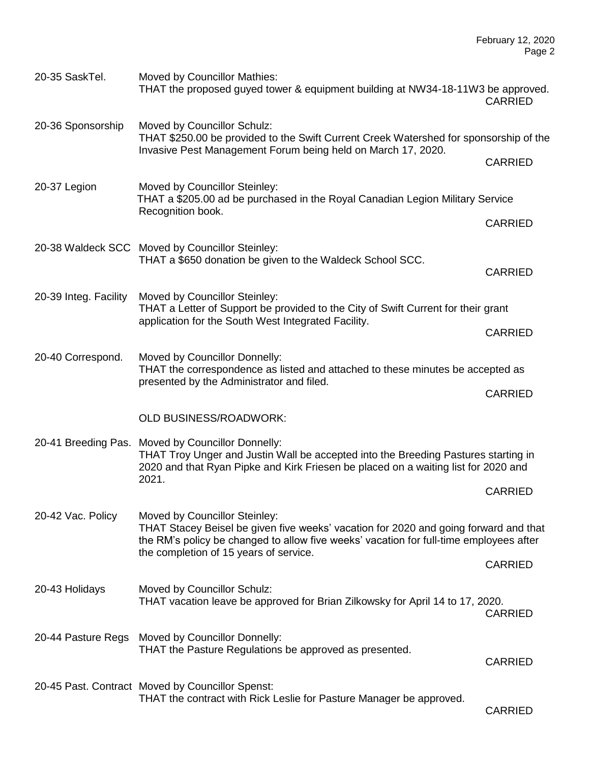**20-35 SaskTel.** Moved by Councillor Mathies:
THAT the proposed guyed tower & equipment building at NW34-18-11W3 be approved.
CARRIED

**20-36 Sponsorship** Moved by Councillor Schulz:
THAT $250.00 be provided to the Swift Current Creek Watershed for sponsorship of the Invasive Pest Management Forum being held on March 17, 2020.
CARRIED

**20-37 Legion** Moved by Councillor Steinley:
THAT a $205.00 ad be purchased in the Royal Canadian Legion Military Service Recognition book.
CARRIED

**20-38 Waldeck SCC** Moved by Councillor Steinley:
THAT a $650 donation be given to the Waldeck School SCC.
CARRIED

**20-39 Integ. Facility** Moved by Councillor Steinley:
THAT a Letter of Support be provided to the City of Swift Current for their grant application for the South West Integrated Facility.
CARRIED

**20-40 Correspond.** Moved by Councillor Donnelly:
THAT the correspondence as listed and attached to these minutes be accepted as presented by the Administrator and filed.
CARRIED

OLD BUSINESS/ROADWORK:

**20-41 Breeding Pas.** Moved by Councillor Donnelly:
THAT Troy Unger and Justin Wall be accepted into the Breeding Pastures starting in 2020 and that Ryan Pipke and Kirk Friesen be placed on a waiting list for 2020 and 2021.
CARRIED

**20-42 Vac. Policy** Moved by Councillor Steinley:
THAT Stacey Beisel be given five weeks' vacation for 2020 and going forward and that the RM's policy be changed to allow five weeks' vacation for full-time employees after the completion of 15 years of service.
CARRIED

**20-43 Holidays** Moved by Councillor Schulz:
THAT vacation leave be approved for Brian Zilkowsky for April 14 to 17, 2020.
CARRIED

**20-44 Pasture Regs** Moved by Councillor Donnelly:
THAT the Pasture Regulations be approved as presented.
CARRIED

**20-45 Past. Contract** Moved by Councillor Spenst:
THAT the contract with Rick Leslie for Pasture Manager be approved.
CARRIED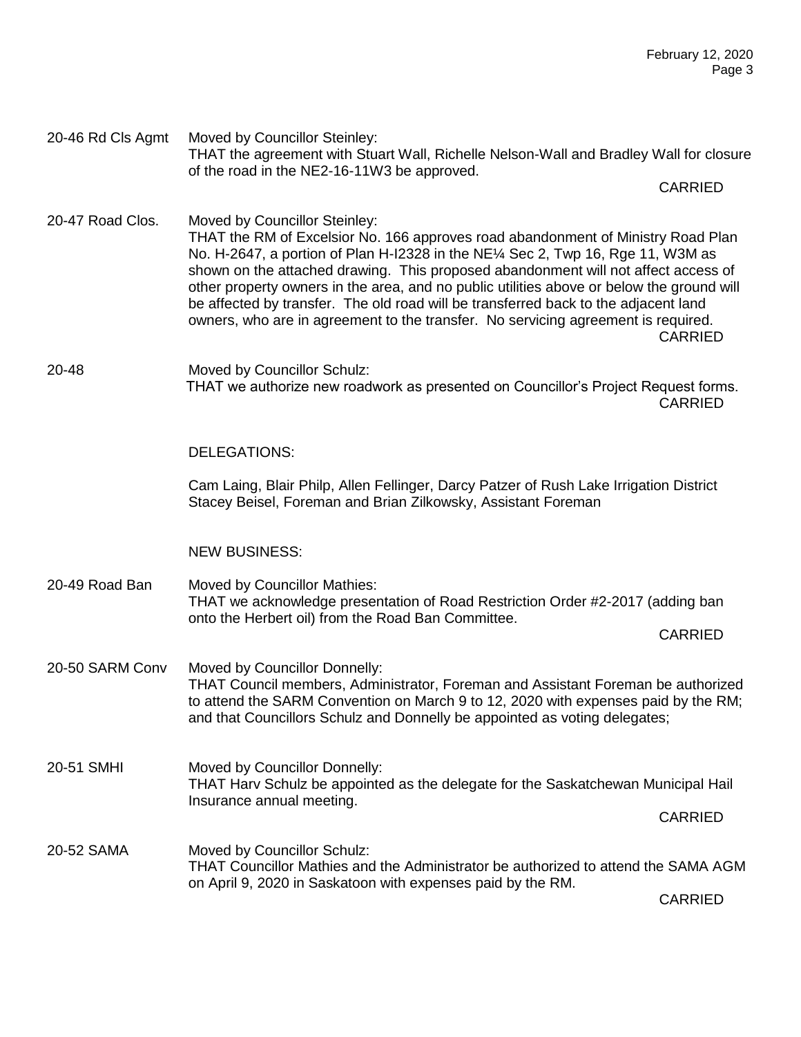20-46 Rd Cls Agmt
Moved by Councillor Steinley:
THAT the agreement with Stuart Wall, Richelle Nelson-Wall and Bradley Wall for closure of the road in the NE2-16-11W3 be approved.

CARRIED

20-47 Road Clos.
Moved by Councillor Steinley:
THAT the RM of Excelsior No. 166 approves road abandonment of Ministry Road Plan No. H-2647, a portion of Plan H-I2328 in the NE¼ Sec 2, Twp 16, Rge 11, W3M as shown on the attached drawing. This proposed abandonment will not affect access of other property owners in the area, and no public utilities above or below the ground will be affected by transfer. The old road will be transferred back to the adjacent land owners, who are in agreement to the transfer. No servicing agreement is required.

CARRIED

20-48
Moved by Councillor Schulz:
THAT we authorize new roadwork as presented on Councillor's Project Request forms.

CARRIED

DELEGATIONS:

Cam Laing, Blair Philp, Allen Fellinger, Darcy Patzer of Rush Lake Irrigation District
Stacey Beisel, Foreman and Brian Zilkowsky, Assistant Foreman

NEW BUSINESS:

20-49 Road Ban
Moved by Councillor Mathies:
THAT we acknowledge presentation of Road Restriction Order #2-2017 (adding ban onto the Herbert oil) from the Road Ban Committee.

CARRIED

20-50 SARM Conv
Moved by Councillor Donnelly:
THAT Council members, Administrator, Foreman and Assistant Foreman be authorized to attend the SARM Convention on March 9 to 12, 2020 with expenses paid by the RM; and that Councillors Schulz and Donnelly be appointed as voting delegates;

20-51 SMHI
Moved by Councillor Donnelly:
THAT Harv Schulz be appointed as the delegate for the Saskatchewan Municipal Hail Insurance annual meeting.

CARRIED

20-52 SAMA
Moved by Councillor Schulz:
THAT Councillor Mathies and the Administrator be authorized to attend the SAMA AGM on April 9, 2020 in Saskatoon with expenses paid by the RM.

CARRIED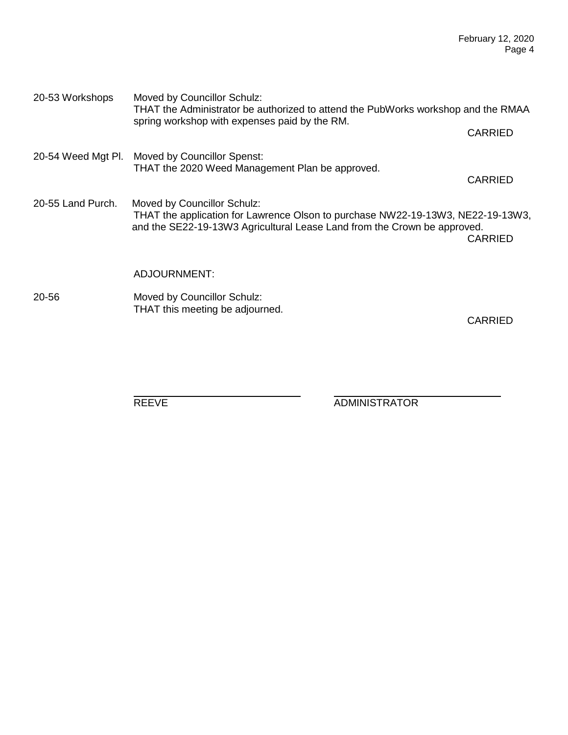20-53 Workshops

Moved by Councillor Schulz:
THAT the Administrator be authorized to attend the PubWorks workshop and the RMAA spring workshop with expenses paid by the RM.

CARRIED

20-54 Weed Mgt Pl.

Moved by Councillor Spenst:
THAT the 2020 Weed Management Plan be approved.

CARRIED

20-55 Land Purch.

Moved by Councillor Schulz:
THAT the application for Lawrence Olson to purchase NW22-19-13W3, NE22-19-13W3, and the SE22-19-13W3 Agricultural Lease Land from the Crown be approved.

CARRIED

ADJOURNMENT:

20-56

Moved by Councillor Schulz:
THAT this meeting be adjourned.

CARRIED

REEVE

ADMINISTRATOR